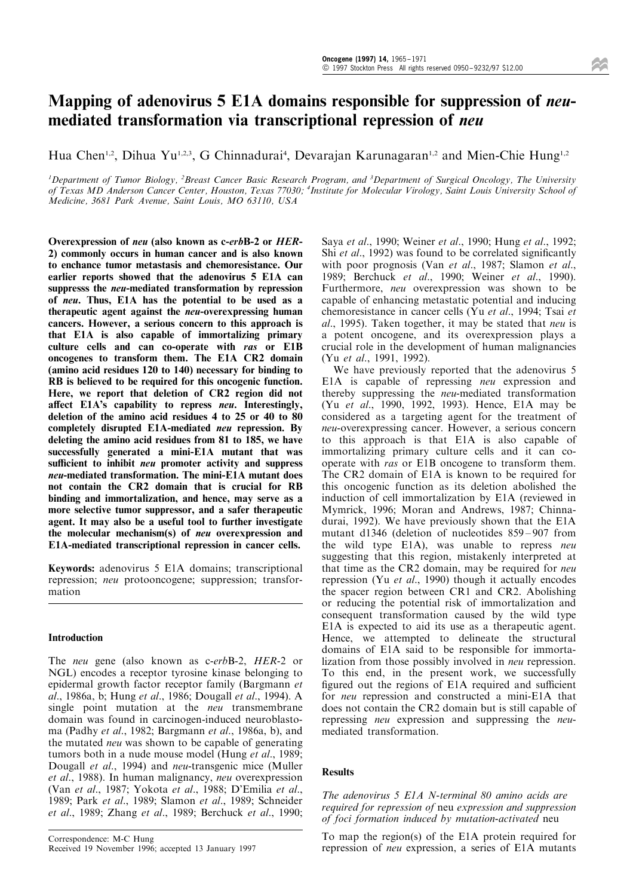# Mapping of adenovirus 5 E1A domains responsible for suppression of *neu*-mediated transformation via transcriptional repression of *neu*

Hua Chen[1,2], Dihua Yu[1,2,3], G Chinnadurai[4], Devarajan Karunagaran[1,2] and Mien-Chie Hung[1,2]

[1]Department of Tumor Biology, [2]Breast Cancer Basic Research Program, and [3]Department of Surgical Oncology, The University of Texas MD Anderson Cancer Center, Houston, Texas 77030; [4]Institute for Molecular Virology, Saint Louis University School of Medicine, 3681 Park Avenue, Saint Louis, MO 63110, USA

**Overexpression of *neu* (also known as c-*erb*B-2 or *HER*-2) commonly occurs in human cancer and is also known to enchance tumor metastasis and chemoresistance. Our earlier reports showed that the adenovirus 5 E1A can suppresss the *neu*-mediated transformation by repression of *neu*. Thus, E1A has the potential to be used as a therapeutic agent against the *neu*-overexpressing human cancers. However, a serious concern to this approach is that E1A is also capable of immortalizing primary culture cells and can co-operate with *ras* or E1B oncogenes to transform them. The E1A CR2 domain (amino acid residues 120 to 140) necessary for binding to RB is believed to be required for this oncogenic function. Here, we report that deletion of CR2 region did not affect E1A's capability to repress *neu*. Interestingly, deletion of the amino acid residues 4 to 25 or 40 to 80 completely disrupted E1A-mediated *neu* repression. By deleting the amino acid residues from 81 to 185, we have successfully generated a mini-E1A mutant that was sufficient to inhibit *neu* promoter activity and suppress *neu*-mediated transformation. The mini-E1A mutant does not contain the CR2 domain that is crucial for RB binding and immortalization, and hence, may serve as a more selective tumor suppressor, and a safer therapeutic agent. It may also be a useful tool to further investigate the molecular mechanism(s) of *neu* overexpression and E1A-mediated transcriptional repression in cancer cells.**

**Keywords:** adenovirus 5 E1A domains; transcriptional repression; *neu* protooncogene; suppression; transformation

## Introduction

The *neu* gene (also known as c-*erb*B-2, *HER*-2 or NGL) encodes a receptor tyrosine kinase belonging to epidermal growth factor receptor family (Bargmann *et al*., 1986a, b; Hung *et al*., 1986; Dougall *et al*., 1994). A single point mutation at the *neu* transmembrane domain was found in carcinogen-induced neuroblastoma (Padhy *et al*., 1982; Bargmann *et al*., 1986a, b), and the mutated *neu* was shown to be capable of generating tumors both in a nude mouse model (Hung *et al*., 1989; Dougall *et al*., 1994) and *neu*-transgenic mice (Muller *et al*., 1988). In human malignancy, *neu* overexpression (Van *et al*., 1987; Yokota *et al*., 1988; D'Emilia *et al*., 1989; Park *et al*., 1989; Slamon *et al*., 1989; Schneider *et al*., 1989; Zhang *et al*., 1989; Berchuck *et al*., 1990; Saya *et al*., 1990; Weiner *et al*., 1990; Hung *et al*., 1992; Shi *et al*., 1992) was found to be correlated significantly with poor prognosis (Van *et al*., 1987; Slamon *et al*., 1989; Berchuck *et al*., 1990; Weiner *et al*., 1990). Furthermore, *neu* overexpression was shown to be capable of enhancing metastatic potential and inducing chemoresistance in cancer cells (Yu *et al*., 1994; Tsai *et al*., 1995). Taken together, it may be stated that *neu* is a potent oncogene, and its overexpression plays a crucial role in the development of human malignancies (Yu *et al*., 1991, 1992).

We have previously reported that the adenovirus 5 E1A is capable of repressing *neu* expression and thereby suppressing the *neu*-mediated transformation (Yu *et al*., 1990, 1992, 1993). Hence, E1A may be considered as a targeting agent for the treatment of *neu*-overexpressing cancer. However, a serious concern to this approach is that E1A is also capable of immortalizing primary culture cells and it can co-operate with *ras* or E1B oncogene to transform them. The CR2 domain of E1A is known to be required for this oncogenic function as its deletion abolished the induction of cell immortalization by E1A (reviewed in Mymrick, 1996; Moran and Andrews, 1987; Chinnadurai, 1992). We have previously shown that the E1A mutant d1346 (deletion of nucleotides 859–907 from the wild type E1A), was unable to repress *neu* suggesting that this region, mistakenly interpreted at that time as the CR2 domain, may be required for *neu* repression (Yu *et al*., 1990) though it actually encodes the spacer region between CR1 and CR2. Abolishing or reducing the potential risk of immortalization and consequent transformation caused by the wild type E1A is expected to aid its use as a therapeutic agent. Hence, we attempted to delineate the structural domains of E1A said to be responsible for immortalization from those possibly involved in *neu* repression. To this end, in the present work, we successfully figured out the regions of E1A required and sufficient for *neu* repression and constructed a mini-E1A that does not contain the CR2 domain but is still capable of repressing *neu* expression and suppressing the *neu*-mediated transformation.

## Results

### *The adenovirus 5 E1A N-terminal 80 amino acids are required for repression of* neu *expression and suppression of foci formation induced by mutation-activated* neu

To map the region(s) of the E1A protein required for repression of *neu* expression, a series of E1A mutants

Correspondence: M-C Hung
Received 19 November 1996; accepted 13 January 1997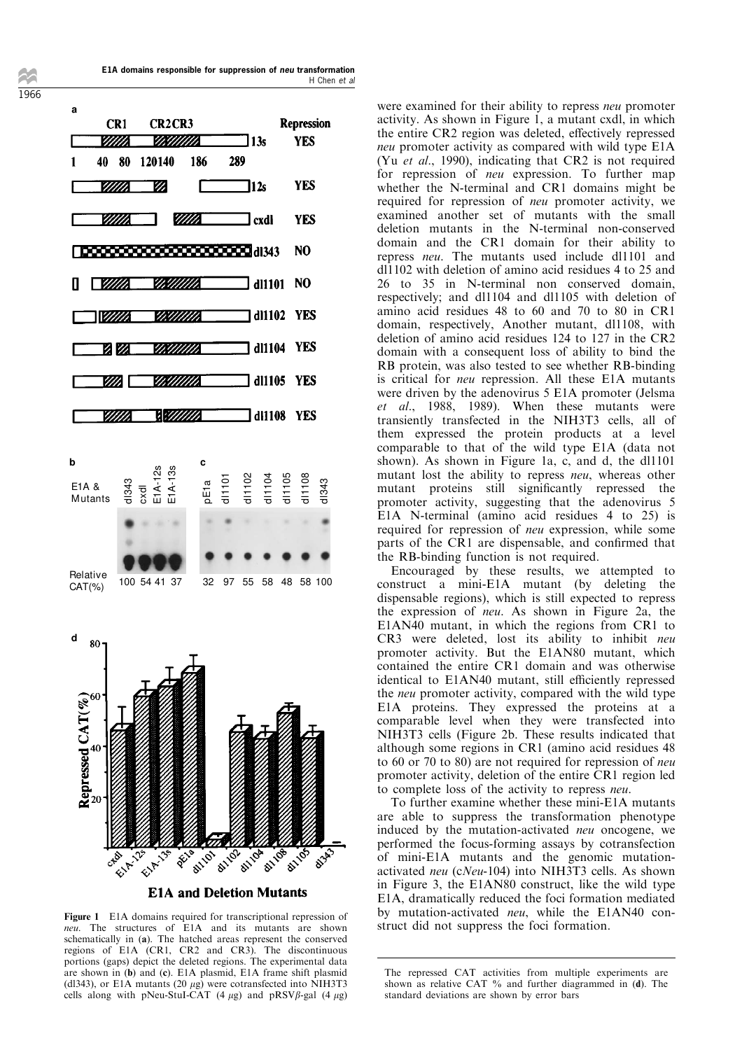were examined for their ability to repress *neu* promoter activity. As shown in Figure 1, a mutant cxdl, in which the entire CR2 region was deleted, effectively repressed *neu* promoter activity as compared with wild type E1A (Yu *et al*., 1990), indicating that CR2 is not required for repression of *neu* expression. To further map whether the N-terminal and CR1 domains might be required for repression of *neu* promoter activity, we examined another set of mutants with the small deletion mutants in the N-terminal non-conserved domain and the CR1 domain for their ability to repress *neu*. The mutants used include dl1101 and dl1102 with deletion of amino acid residues 4 to 25 and 26 to 35 in N-terminal non conserved domain, respectively; and dl1104 and dl1105 with deletion of amino acid residues 48 to 60 and 70 to 80 in CR1 domain, respectively, Another mutant, dl1108, with deletion of amino acid residues 124 to 127 in the CR2 domain with a consequent loss of ability to bind the RB protein, was also tested to see whether RB-binding is critical for *neu* repression. All these E1A mutants were driven by the adenovirus 5 E1A promoter (Jelsma *et al*., 1988, 1989). When these mutants were transiently transfected in the NIH3T3 cells, all of them expressed the protein products at a level comparable to that of the wild type E1A (data not shown). As shown in Figure 1a, c, and d, the dl1101 mutant lost the ability to repress *neu*, whereas other mutant proteins still significantly repressed the promoter activity, suggesting that the adenovirus 5 E1A N-terminal (amino acid residues 4 to 25) is required for repression of *neu* expression, while some parts of the CR1 are dispensable, and confirmed that the RB-binding function is not required.

Encouraged by these results, we attempted to construct a mini-E1A mutant (by deleting the dispensable regions), which is still expected to repress the expression of *neu*. As shown in Figure 2a, the E1AN40 mutant, in which the regions from CR1 to CR3 were deleted, lost its ability to inhibit *neu* promoter activity. But the E1AN80 mutant, which contained the entire CR1 domain and was otherwise identical to E1AN40 mutant, still efficiently repressed the *neu* promoter activity, compared with the wild type E1A proteins. They expressed the proteins at a comparable level when they were transfected into NIH3T3 cells (Figure 2b). These results indicated that although some regions in CR1 (amino acid residues 48 to 60 or 70 to 80) are not required for repression of *neu* promoter activity, deletion of the entire CR1 region led to complete loss of the activity to repress *neu*.

To further examine whether these mini-E1A mutants are able to suppress the transformation phenotype induced by the mutation-activated *neu* oncogene, we performed the focus-forming assays by cotransfection of mini-E1A mutants and the genomic mutation-activated *neu* (c*Neu*-104) into NIH3T3 cells. As shown in Figure 3, the E1AN80 construct, like the wild type E1A, dramatically reduced the foci formation mediated by mutation-activated *neu*, while the E1AN40 construct did not suppress the foci formation.

**Figure 1** E1A domains required for transcriptional repression of *neu*. The structures of E1A and its mutants are shown schematically in (**a**). The hatched areas represent the conserved regions of E1A (CR1, CR2 and CR3). The discontinuous portions (gaps) depict the deleted regions. The experimental data are shown in (**b**) and (**c**). E1A plasmid, E1A frame shift plasmid (dl343), or E1A mutants (20 $\mu$g) were cotransfected into NIH3T3 cells along with pNeu-StuI-CAT (4 $\mu$g) and pRSV$\beta$-gal (4 $\mu$g). The repressed CAT activities from multiple experiments are shown as relative CAT % and further diagrammed in (**d**). The standard deviations are shown by error bars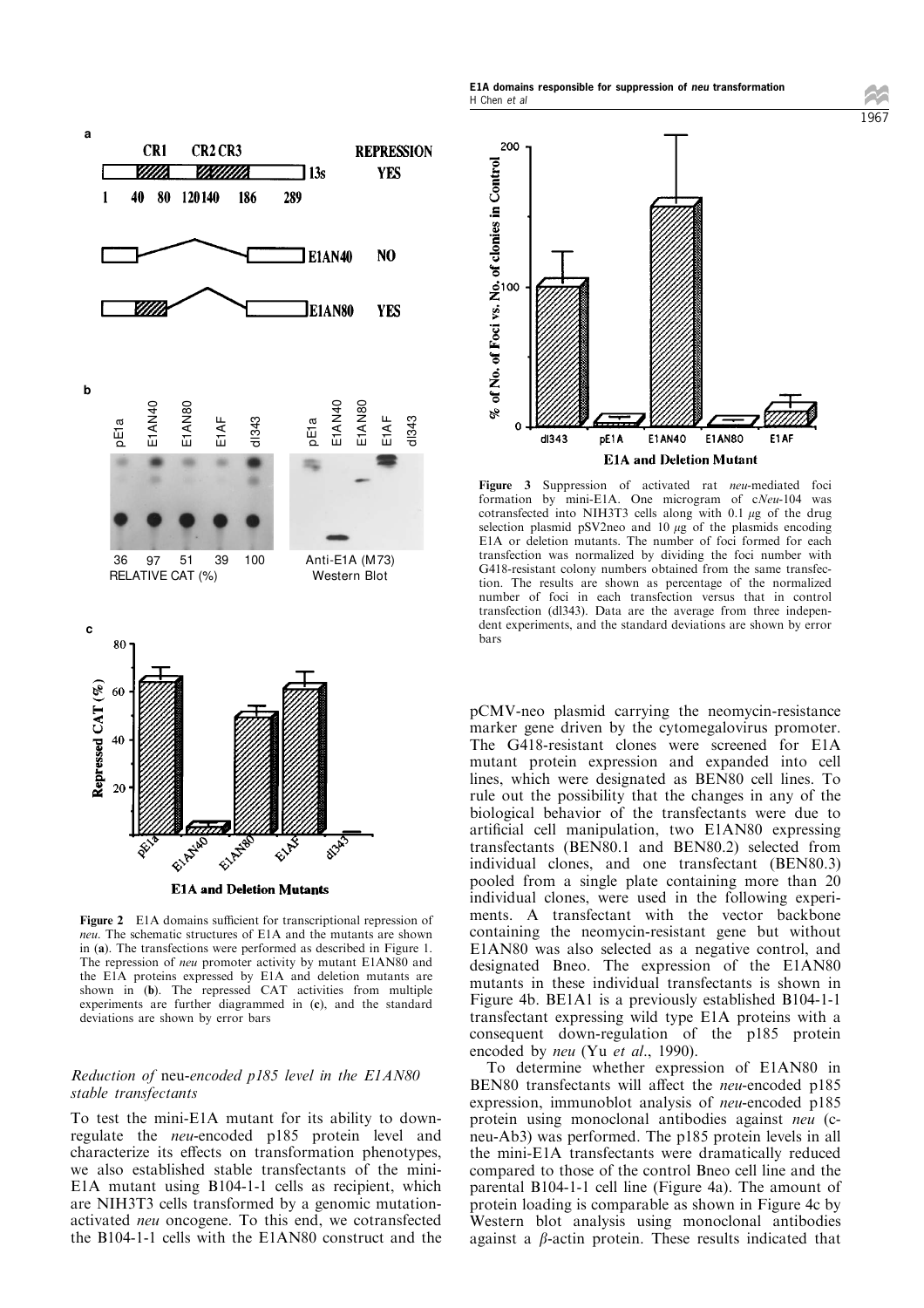Figure 2 E1A domains sufficient for transcriptional repression of *neu*. The schematic structures of E1A and the mutants are shown in (**a**). The transfections were performed as described in Figure 1. The repression of *neu* promoter activity by mutant E1AN80 and the E1A proteins expressed by E1A and deletion mutants are shown in (**b**). The repressed CAT activities from multiple experiments are further diagrammed in (**c**), and the standard deviations are shown by error bars

### Reduction of *neu*-encoded p185 level in the E1AN80 stable transfectants

To test the mini-E1A mutant for its ability to down-regulate the *neu*-encoded p185 protein level and characterize its effects on transformation phenotypes, we also established stable transfectants of the mini-E1A mutant using B104-1-1 cells as recipient, which are NIH3T3 cells transformed by a genomic mutation-activated *neu* oncogene. To this end, we cotransfected the B104-1-1 cells with the E1AN80 construct and the pCMV-neo plasmid carrying the neomycin-resistance marker gene driven by the cytomegalovirus promoter. The G418-resistant clones were screened for E1A mutant protein expression and expanded into cell lines, which were designated as BEN80 cell lines. To rule out the possibility that the changes in any of the biological behavior of the transfectants were due to artificial cell manipulation, two E1AN80 expressing transfectants (BEN80.1 and BEN80.2) selected from individual clones, and one transfectant (BEN80.3) pooled from a single plate containing more than 20 individual clones, were used in the following experiments. A transfectant with the vector backbone containing the neomycin-resistant gene but without E1AN80 was also selected as a negative control, and designated Bneo. The expression of the E1AN80 mutants in these individual transfectants is shown in Figure 4b. BE1A1 is a previously established B104-1-1 transfectant expressing wild type E1A proteins with a consequent down-regulation of the p185 protein encoded by *neu* (Yu *et al*., 1990).

To determine whether expression of E1AN80 in BEN80 transfectants will affect the *neu*-encoded p185 expression, immunoblot analysis of *neu*-encoded p185 protein using monoclonal antibodies against *neu* (c-neu-Ab3) was performed. The p185 protein levels in all the mini-E1A transfectants were dramatically reduced compared to those of the control Bneo cell line and the parental B104-1-1 cell line (Figure 4a). The amount of protein loading is comparable as shown in Figure 4c by Western blot analysis using monoclonal antibodies against a $\beta$-actin protein. These results indicated that

Figure 3 Suppression of activated rat *neu*-mediated foci formation by mini-E1A. One microgram of c*Neu*-104 was cotransfected into NIH3T3 cells along with 0.1 $\mu$g of the drug selection plasmid pSV2neo and 10 $\mu$g of the plasmids encoding E1A or deletion mutants. The number of foci formed for each transfection was normalized by dividing the foci number with G418-resistant colony numbers obtained from the same transfection. The results are shown as percentage of the normalized number of foci in each transfection versus that in control transfection (dl343). Data are the average from three independent experiments, and the standard deviations are shown by error bars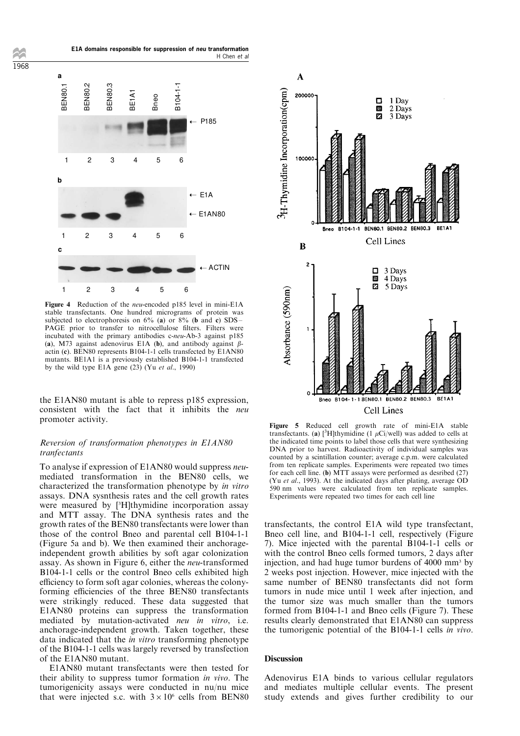Figure 4 Reduction of the *neu*-encoded p185 level in mini-E1A stable transfectants. One hundred micrograms of protein was subjected to electrophoresis on 6% (**a**) or 8% (**b** and **c**) SDS–PAGE prior to transfer to nitrocellulose filters. Filters were incubated with the primary antibodies c-*neu*-Ab-3 against p185 (**a**), M73 against adenovirus E1A (**b**), and antibody against $\beta$-actin (**c**). BEN80 represents B104-1-1 cells transfected by E1AN80 mutants. BE1A1 is a previously established B104-1-1 transfected by the wild type E1A gene (23) (Yu *et al*., 1990)

the E1AN80 mutant is able to repress p185 expression, consistent with the fact that it inhibits the *neu* promoter activity.

### Reversion of transformation phenotypes in E1AN80 tranfectants

To analyse if expression of E1AN80 would suppress *neu*-mediated transformation in the BEN80 cells, we characterized the transformation phenotype by *in vitro* assays. DNA sysnthesis rates and the cell growth rates were measured by [$^3$H]thymidine incorporation assay and MTT assay. The DNA synthesis rates and the growth rates of the BEN80 transfectants were lower than those of the control Bneo and parental cell B104-1-1 (Figure 5a and b). We then examined their anchorage-independent growth abilities by soft agar colonization assay. As shown in Figure 6, either the *neu*-transformed B104-1-1 cells or the control Bneo cells exhibited high efficiency to form soft agar colonies, whereas the colony-forming efficiencies of the three BEN80 transfectants were strikingly reduced. These data suggested that E1AN80 proteins can suppress the transformation mediated by mutation-activated *neu in vitro*, i.e. anchorage-independent growth. Taken together, these data indicated that the *in vitro* transforming phenotype of the B104-1-1 cells was largely reversed by transfection of the E1AN80 mutant.

E1AN80 mutant transfectants were then tested for their ability to suppress tumor formation *in vivo*. The tumorigenicity assays were conducted in nu/nu mice that were injected s.c. with $3 \times 10^6$ cells from BEN80 transfectants, the control E1A wild type transfectant, Bneo cell line, and B104-1-1 cell, respectively (Figure 7). Mice injected with the parental B104-1-1 cells or with the control Bneo cells formed tumors, 2 days after injection, and had huge tumor burdens of 4000 mm$^3$ by 2 weeks post injection. However, mice injected with the same number of BEN80 transfectants did not form tumors in nude mice until 1 week after injection, and the tumor size was much smaller than the tumors formed from B104-1-1 and Bneo cells (Figure 7). These results clearly demonstrated that E1AN80 can suppress the tumorigenic potential of the B104-1-1 cells *in vivo*.

Figure 5 Reduced cell growth rate of mini-E1A stable transfectants. (**a**) [$^3$H]thymidine (1 $\mu$Ci/well) was added to cells at the indicated time points to label those cells that were synthesizing DNA prior to harvest. Radioactivity of individual samples was counted by a scintillation counter; average c.p.m. were calculated from ten replicate samples. Experiments were repeated two times for each cell line. (**b**) MTT assays were performed as desribed (27) (Yu *et al*., 1993). At the indicated days after plating, average OD 590 nm values were calculated from ten replicate samples. Experiments were repeated two times for each cell line

## Discussion

Adenovirus E1A binds to various cellular regulators and mediates multiple cellular events. The present study extends and gives further credibility to our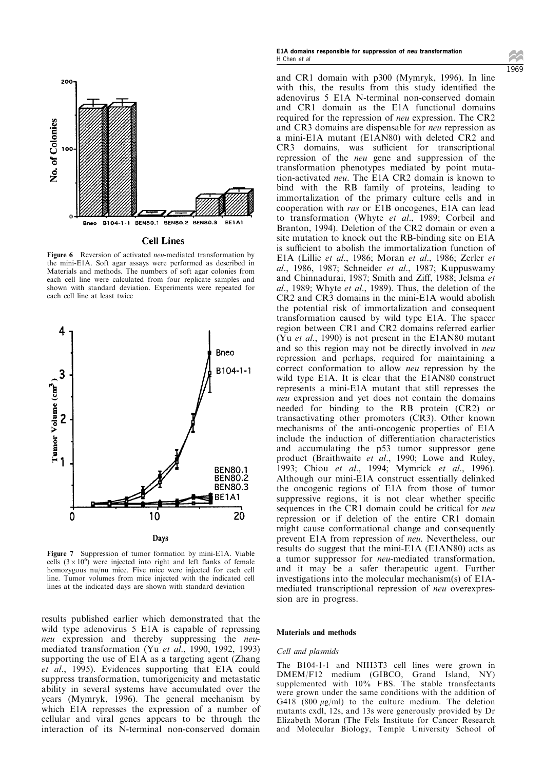**Figure 6** Reversion of activated *neu*-mediated transformation by the mini-E1A. Soft agar assays were performed as described in Materials and methods. The numbers of soft agar colonies from each cell line were calculated from four replicate samples and shown with standard deviation. Experiments were repeated for each cell line at least twice

**Figure 7** Suppression of tumor formation by mini-E1A. Viable cells ($3 \times 10^6$) were injected into right and left flanks of female homozygous nu/nu mice. Five mice were injected for each cell line. Tumor volumes from mice injected with the indicated cell lines at the indicated days are shown with standard deviation

results published earlier which demonstrated that the wild type adenovirus 5 E1A is capable of repressing *neu* expression and thereby suppressing the *neu*-mediated transformation (Yu *et al*., 1990, 1992, 1993) supporting the use of E1A as a targeting agent (Zhang *et al*., 1995). Evidences supporting that E1A could suppress transformation, tumorigenicity and metastatic ability in several systems have accumulated over the years (Mymryk, 1996). The general mechanism by which E1A represses the expression of a number of cellular and viral genes appears to be through the interaction of its N-terminal non-conserved domain and CR1 domain with p300 (Mymryk, 1996). In line with this, the results from this study identified the adenovirus 5 E1A N-terminal non-conserved domain and CR1 domain as the E1A functional domains required for the repression of *neu* expression. The CR2 and CR3 domains are dispensable for *neu* repression as a mini-E1A mutant (E1AN80) with deleted CR2 and CR3 domains, was sufficient for transcriptional repression of the *neu* gene and suppression of the transformation phenotypes mediated by point mutation-activated *neu*. The E1A CR2 domain is known to bind with the RB family of proteins, leading to immortalization of the primary culture cells and in cooperation with *ras* or E1B oncogenes, E1A can lead to transformation (Whyte *et al*., 1989; Corbeil and Branton, 1994). Deletion of the CR2 domain or even a site mutation to knock out the RB-binding site on E1A is sufficient to abolish the immortalization function of E1A (Lillie *et al*., 1986; Moran *et al*., 1986; Zerler *et al*., 1986, 1987; Schneider *et al*., 1987; Kuppuswamy and Chinnadurai, 1987; Smith and Ziff, 1988; Jelsma *et al*., 1989; Whyte *et al*., 1989). Thus, the deletion of the CR2 and CR3 domains in the mini-E1A would abolish the potential risk of immortalization and consequent transformation caused by wild type E1A. The spacer region between CR1 and CR2 domains referred earlier (Yu *et al*., 1990) is not present in the E1AN80 mutant and so this region may not be directly involved in *neu* repression and perhaps, required for maintaining a correct conformation to allow *neu* repression by the wild type E1A. It is clear that the E1AN80 construct represents a mini-E1A mutant that still represses the *neu* expression and yet does not contain the domains needed for binding to the RB protein (CR2) or transactivating other promoters (CR3). Other known mechanisms of the anti-oncogenic properties of E1A include the induction of differentiation characteristics and accumulating the p53 tumor suppressor gene product (Braithwaite *et al*., 1990; Lowe and Ruley, 1993; Chiou *et al*., 1994; Mymrick *et al*., 1996). Although our mini-E1A construct essentially delinked the oncogenic regions of E1A from those of tumor suppressive regions, it is not clear whether specific sequences in the CR1 domain could be critical for *neu* repression or if deletion of the entire CR1 domain might cause conformational change and consequently prevent E1A from repression of *neu*. Nevertheless, our results do suggest that the mini-E1A (E1AN80) acts as a tumor suppressor for *neu*-mediated transformation, and it may be a safer therapeutic agent. Further investigations into the molecular mechanism(s) of E1A-mediated transcriptional repression of *neu* overexpression are in progress.

## Materials and methods

### Cell and plasmids

The B104-1-1 and NIH3T3 cell lines were grown in DMEM/F12 medium (GIBCO, Grand Island, NY) supplemented with 10% FBS. The stable transfectants were grown under the same conditions with the addition of G418 (800 $\mu$g/ml) to the culture medium. The deletion mutants cxdl, 12s, and 13s were generously provided by Dr Elizabeth Moran (The Fels Institute for Cancer Research and Molecular Biology, Temple University School of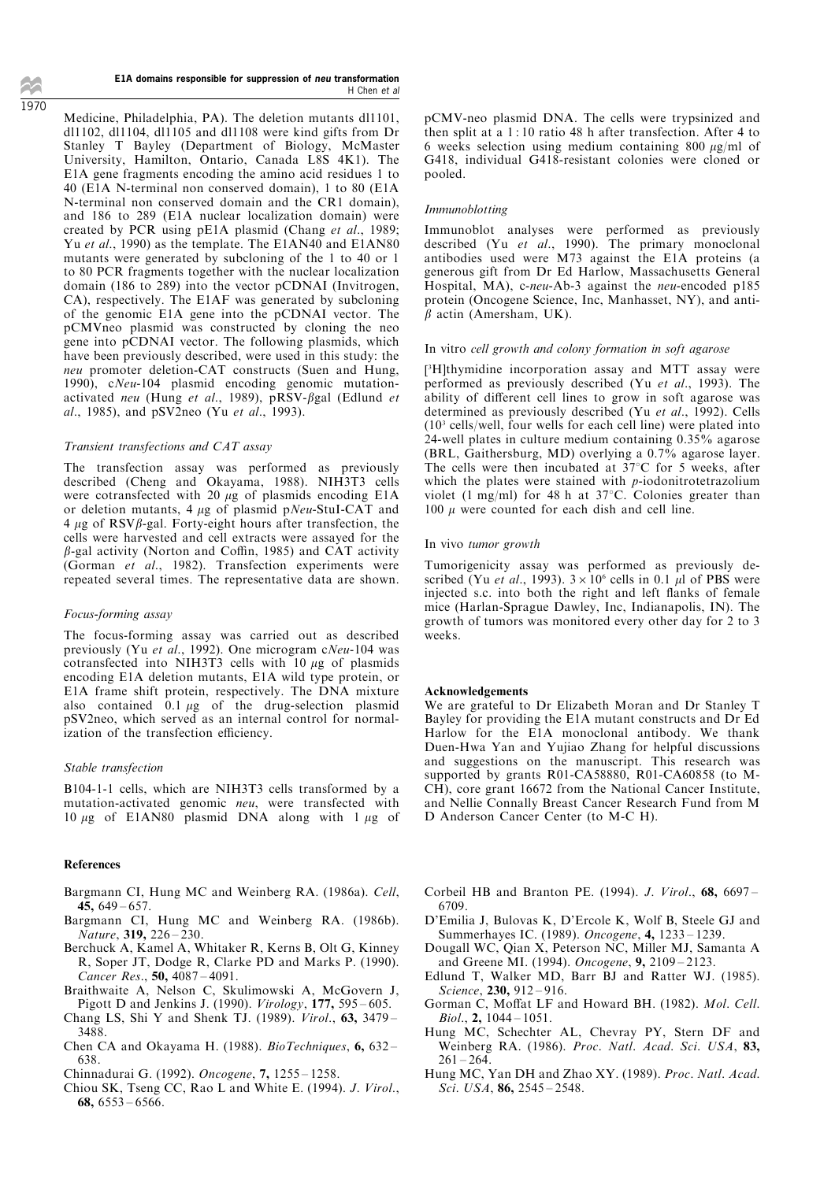Medicine, Philadelphia, PA). The deletion mutants dl1101, dl1102, dl1104, dl1105 and dl1108 were kind gifts from Dr Stanley T Bayley (Department of Biology, McMaster University, Hamilton, Ontario, Canada L8S 4K1). The E1A gene fragments encoding the amino acid residues 1 to 40 (E1A N-terminal non conserved domain), 1 to 80 (E1A N-terminal non conserved domain and the CR1 domain), and 186 to 289 (E1A nuclear localization domain) were created by PCR using pE1A plasmid (Chang *et al*., 1989; Yu *et al*., 1990) as the template. The E1AN40 and E1AN80 mutants were generated by subcloning of the 1 to 40 or 1 to 80 PCR fragments together with the nuclear localization domain (186 to 289) into the vector pCDNAI (Invitrogen, CA), respectively. The E1AF was generated by subcloning of the genomic E1A gene into the pCDNAI vector. The pCMVneo plasmid was constructed by cloning the neo gene into pCDNAI vector. The following plasmids, which have been previously described, were used in this study: the *neu* promoter deletion-CAT constructs (Suen and Hung, 1990), c*Neu*-104 plasmid encoding genomic mutation-activated *neu* (Hung *et al*., 1989), pRSV-$\beta$gal (Edlund *et al*., 1985), and pSV2neo (Yu *et al*., 1993).

### *Transient transfections and CAT assay*

The transfection assay was performed as previously described (Cheng and Okayama, 1988). NIH3T3 cells were cotransfected with 20 $\mu$g of plasmids encoding E1A or deletion mutants, 4 $\mu$g of plasmid p*Neu*-StuI-CAT and 4 $\mu$g of RSV$\beta$-gal. Forty-eight hours after transfection, the cells were harvested and cell extracts were assayed for the $\beta$-gal activity (Norton and Coffin, 1985) and CAT activity (Gorman *et al*., 1982). Transfection experiments were repeated several times. The representative data are shown.

### *Focus-forming assay*

The focus-forming assay was carried out as described previously (Yu *et al*., 1992). One microgram c*Neu*-104 was cotransfected into NIH3T3 cells with 10 $\mu$g of plasmids encoding E1A deletion mutants, E1A wild type protein, or E1A frame shift protein, respectively. The DNA mixture also contained 0.1 $\mu$g of the drug-selection plasmid pSV2neo, which served as an internal control for normalization of the transfection efficiency.

### *Stable transfection*

B104-1-1 cells, which are NIH3T3 cells transformed by a mutation-activated genomic *neu*, were transfected with 10 $\mu$g of E1AN80 plasmid DNA along with 1 $\mu$g of pCMV-neo plasmid DNA. The cells were trypsinized and then split at a 1 : 10 ratio 48 h after transfection. After 4 to 6 weeks selection using medium containing 800 $\mu$g/ml of G418, individual G418-resistant colonies were cloned or pooled.

### *Immunoblotting*

Immunoblot analyses were performed as previously described (Yu *et al*., 1990). The primary monoclonal antibodies used were M73 against the E1A proteins (a generous gift from Dr Ed Harlow, Massachusetts General Hospital, MA), c-*neu*-Ab-3 against the *neu*-encoded p185 protein (Oncogene Science, Inc, Manhasset, NY), and anti-$\beta$ actin (Amersham, UK).

### In vitro *cell growth and colony formation in soft agarose*

[$^3$H]thymidine incorporation assay and MTT assay were performed as previously described (Yu *et al*., 1993). The ability of different cell lines to grow in soft agarose was determined as previously described (Yu *et al*., 1992). Cells ($10^3$ cells/well, four wells for each cell line) were plated into 24-well plates in culture medium containing 0.35% agarose (BRL, Gaithersburg, MD) overlying a 0.7% agarose layer. The cells were then incubated at 37°C for 5 weeks, after which the plates were stained with *p*-iodonitrotetrazolium violet (1 mg/ml) for 48 h at 37°C. Colonies greater than 100 $\mu$ were counted for each dish and cell line.

### In vivo *tumor growth*

Tumorigenicity assay was performed as previously described (Yu *et al*., 1993). $3\times10^6$ cells in 0.1 $\mu$l of PBS were injected s.c. into both the right and left flanks of female mice (Harlan-Sprague Dawley, Inc, Indianapolis, IN). The growth of tumors was monitored every other day for 2 to 3 weeks.

## Acknowledgements

We are grateful to Dr Elizabeth Moran and Dr Stanley T Bayley for providing the E1A mutant constructs and Dr Ed Harlow for the E1A monoclonal antibody. We thank Duen-Hwa Yan and Yujiao Zhang for helpful discussions and suggestions on the manuscript. This research was supported by grants R01-CA58880, R01-CA60858 (to M-CH), core grant 16672 from the National Cancer Institute, and Nellie Connally Breast Cancer Research Fund from M D Anderson Cancer Center (to M-C H).

## References

- Bargmann CI, Hung MC and Weinberg RA. (1986a). *Cell*, **45,** 649–657.
- Bargmann CI, Hung MC and Weinberg RA. (1986b). *Nature*, **319,** 226–230.
- Berchuck A, Kamel A, Whitaker R, Kerns B, Olt G, Kinney R, Soper JT, Dodge R, Clarke PD and Marks P. (1990). *Cancer Res*., **50,** 4087–4091.
- Braithwaite A, Nelson C, Skulimowski A, McGovern J, Pigott D and Jenkins J. (1990). *Virology*, **177,** 595–605.
- Chang LS, Shi Y and Shenk TJ. (1989). *Virol*., **63,** 3479–3488.
- Chen CA and Okayama H. (1988). *BioTechniques*, **6,** 632–638.
- Chinnadurai G. (1992). *Oncogene*, **7,** 1255–1258.
- Chiou SK, Tseng CC, Rao L and White E. (1994). *J. Virol*., **68,** 6553–6566.
- Corbeil HB and Branton PE. (1994). *J. Virol*., **68,** 6697–6709.
- D'Emilia J, Bulovas K, D'Ercole K, Wolf B, Steele GJ and Summerhayes IC. (1989). *Oncogene*, **4,** 1233–1239.
- Dougall WC, Qian X, Peterson NC, Miller MJ, Samanta A and Greene MI. (1994). *Oncogene*, **9,** 2109–2123.
- Edlund T, Walker MD, Barr BJ and Ratter WJ. (1985). *Science*, **230,** 912–916.
- Gorman C, Moffat LF and Howard BH. (1982). *Mol. Cell. Biol*., **2,** 1044–1051.
- Hung MC, Schechter AL, Chevray PY, Stern DF and Weinberg RA. (1986). *Proc. Natl. Acad. Sci. USA*, **83,** 261–264.
- Hung MC, Yan DH and Zhao XY. (1989). *Proc. Natl. Acad. Sci. USA*, **86,** 2545–2548.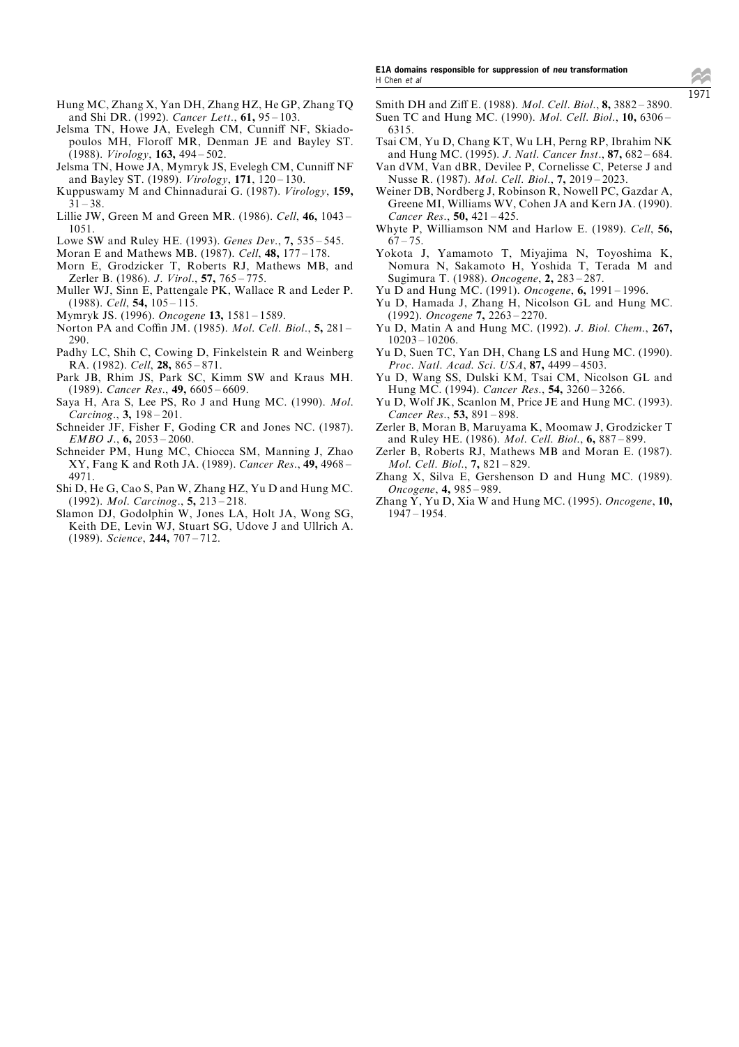Hung MC, Zhang X, Yan DH, Zhang HZ, He GP, Zhang TQ and Shi DR. (1992). *Cancer Lett*., **61,** 95–103.

Jelsma TN, Howe JA, Evelegh CM, Cunniff NF, Skiadopoulos MH, Floroff MR, Denman JE and Bayley ST. (1988). *Virology*, **163,** 494–502.

Jelsma TN, Howe JA, Mymryk JS, Evelegh CM, Cunniff NF and Bayley ST. (1989). *Virology*, **171**, 120–130.

Kuppuswamy M and Chinnadurai G. (1987). *Virology*, **159,** 31–38.

Lillie JW, Green M and Green MR. (1986). *Cell*, **46,** 1043–1051.

Lowe SW and Ruley HE. (1993). *Genes Dev*., **7,** 535–545.

Moran E and Mathews MB. (1987). *Cell*, **48,** 177–178.

Morn E, Grodzicker T, Roberts RJ, Mathews MB, and Zerler B. (1986). *J. Virol*., **57,** 765–775.

Muller WJ, Sinn E, Pattengale PK, Wallace R and Leder P. (1988). *Cell*, **54,** 105–115.

Mymryk JS. (1996). *Oncogene* **13,** 1581–1589.

Norton PA and Coffin JM. (1985). *Mol. Cell. Biol*., **5,** 281–290.

Padhy LC, Shih C, Cowing D, Finkelstein R and Weinberg RA. (1982). *Cell*, **28,** 865–871.

Park JB, Rhim JS, Park SC, Kimm SW and Kraus MH. (1989). *Cancer Res*., **49,** 6605–6609.

Saya H, Ara S, Lee PS, Ro J and Hung MC. (1990). *Mol. Carcinog*., **3,** 198–201.

Schneider JF, Fisher F, Goding CR and Jones NC. (1987). *EMBO J*., **6,** 2053–2060.

Schneider PM, Hung MC, Chiocca SM, Manning J, Zhao XY, Fang K and Roth JA. (1989). *Cancer Res*., **49,** 4968–4971.

Shi D, He G, Cao S, Pan W, Zhang HZ, Yu D and Hung MC. (1992). *Mol. Carcinog*., **5,** 213–218.

Slamon DJ, Godolphin W, Jones LA, Holt JA, Wong SG, Keith DE, Levin WJ, Stuart SG, Udove J and Ullrich A. (1989). *Science*, **244,** 707–712.

Smith DH and Ziff E. (1988). *Mol. Cell. Biol*., **8,** 3882–3890.

Suen TC and Hung MC. (1990). *Mol. Cell. Biol*., **10,** 6306–6315.

Tsai CM, Yu D, Chang KT, Wu LH, Perng RP, Ibrahim NK and Hung MC. (1995). *J. Natl. Cancer Inst*., **87,** 682–684.

Van dVM, Van dBR, Devilee P, Cornelisse C, Peterse J and Nusse R. (1987). *Mol. Cell. Biol*., **7,** 2019–2023.

Weiner DB, Nordberg J, Robinson R, Nowell PC, Gazdar A, Greene MI, Williams WV, Cohen JA and Kern JA. (1990). *Cancer Res*., **50,** 421–425.

Whyte P, Williamson NM and Harlow E. (1989). *Cell*, **56,** 67–75.

Yokota J, Yamamoto T, Miyajima N, Toyoshima K, Nomura N, Sakamoto H, Yoshida T, Terada M and Sugimura T. (1988). *Oncogene*, **2,** 283–287.

Yu D and Hung MC. (1991). *Oncogene*, **6,** 1991–1996.

Yu D, Hamada J, Zhang H, Nicolson GL and Hung MC. (1992). *Oncogene* **7,** 2263–2270.

Yu D, Matin A and Hung MC. (1992). *J. Biol. Chem*., **267,** 10203–10206.

Yu D, Suen TC, Yan DH, Chang LS and Hung MC. (1990). *Proc. Natl. Acad. Sci. USA*, **87,** 4499–4503.

Yu D, Wang SS, Dulski KM, Tsai CM, Nicolson GL and Hung MC. (1994). *Cancer Res*., **54,** 3260–3266.

Yu D, Wolf JK, Scanlon M, Price JE and Hung MC. (1993). *Cancer Res*., **53,** 891–898.

Zerler B, Moran B, Maruyama K, Moomaw J, Grodzicker T and Ruley HE. (1986). *Mol. Cell. Biol*., **6,** 887–899.

Zerler B, Roberts RJ, Mathews MB and Moran E. (1987). *Mol. Cell. Biol*., **7,** 821–829.

Zhang X, Silva E, Gershenson D and Hung MC. (1989). *Oncogene*, **4,** 985–989.

Zhang Y, Yu D, Xia W and Hung MC. (1995). *Oncogene*, **10,** 1947–1954.